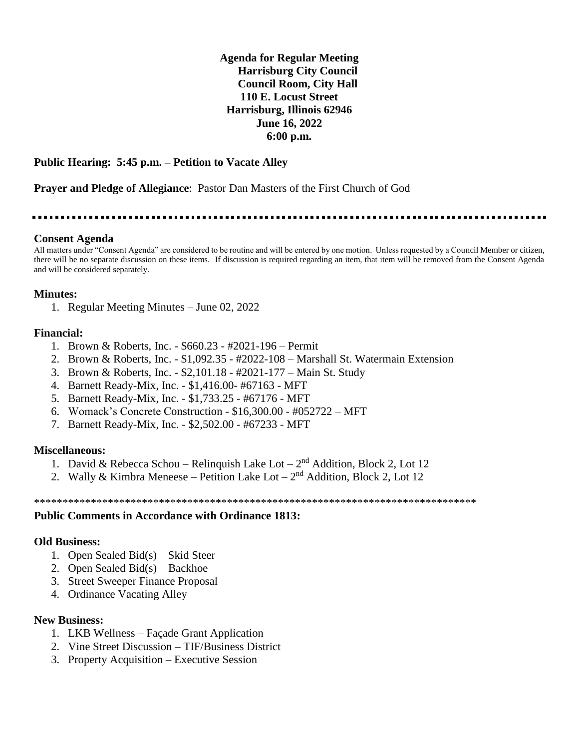**Agenda for Regular Meeting**
**Harrisburg City Council**
**Council Room, City Hall**
**110 E. Locust Street**
**Harrisburg, Illinois 62946**
**June 16, 2022**
**6:00 p.m.**

**Public Hearing: 5:45 p.m. – Petition to Vacate Alley**

**Prayer and Pledge of Allegiance**: Pastor Dan Masters of the First Church of God

---

### Consent Agenda

All matters under "Consent Agenda" are considered to be routine and will be entered by one motion. Unless requested by a Council Member or citizen, there will be no separate discussion on these items. If discussion is required regarding an item, that item will be removed from the Consent Agenda and will be considered separately.

### Minutes:

1. Regular Meeting Minutes – June 02, 2022

### Financial:

1. Brown & Roberts, Inc. - $660.23 - #2021-196 – Permit
2. Brown & Roberts, Inc. - $1,092.35 - #2022-108 – Marshall St. Watermain Extension
3. Brown & Roberts, Inc. - $2,101.18 - #2021-177 – Main St. Study
4. Barnett Ready-Mix, Inc. - $1,416.00- #67163 - MFT
5. Barnett Ready-Mix, Inc. - $1,733.25 - #67176 - MFT
6. Womack's Concrete Construction - $16,300.00 - #052722 – MFT
7. Barnett Ready-Mix, Inc. - $2,502.00 - #67233 - MFT

### Miscellaneous:

1. David & Rebecca Schou – Relinquish Lake Lot – 2nd Addition, Block 2, Lot 12
2. Wally & Kimbra Meneese – Petition Lake Lot – 2nd Addition, Block 2, Lot 12

*******************************************************************************

### Public Comments in Accordance with Ordinance 1813:

### Old Business:

1. Open Sealed Bid(s) – Skid Steer
2. Open Sealed Bid(s) – Backhoe
3. Street Sweeper Finance Proposal
4. Ordinance Vacating Alley

### New Business:

1. LKB Wellness – Façade Grant Application
2. Vine Street Discussion – TIF/Business District
3. Property Acquisition – Executive Session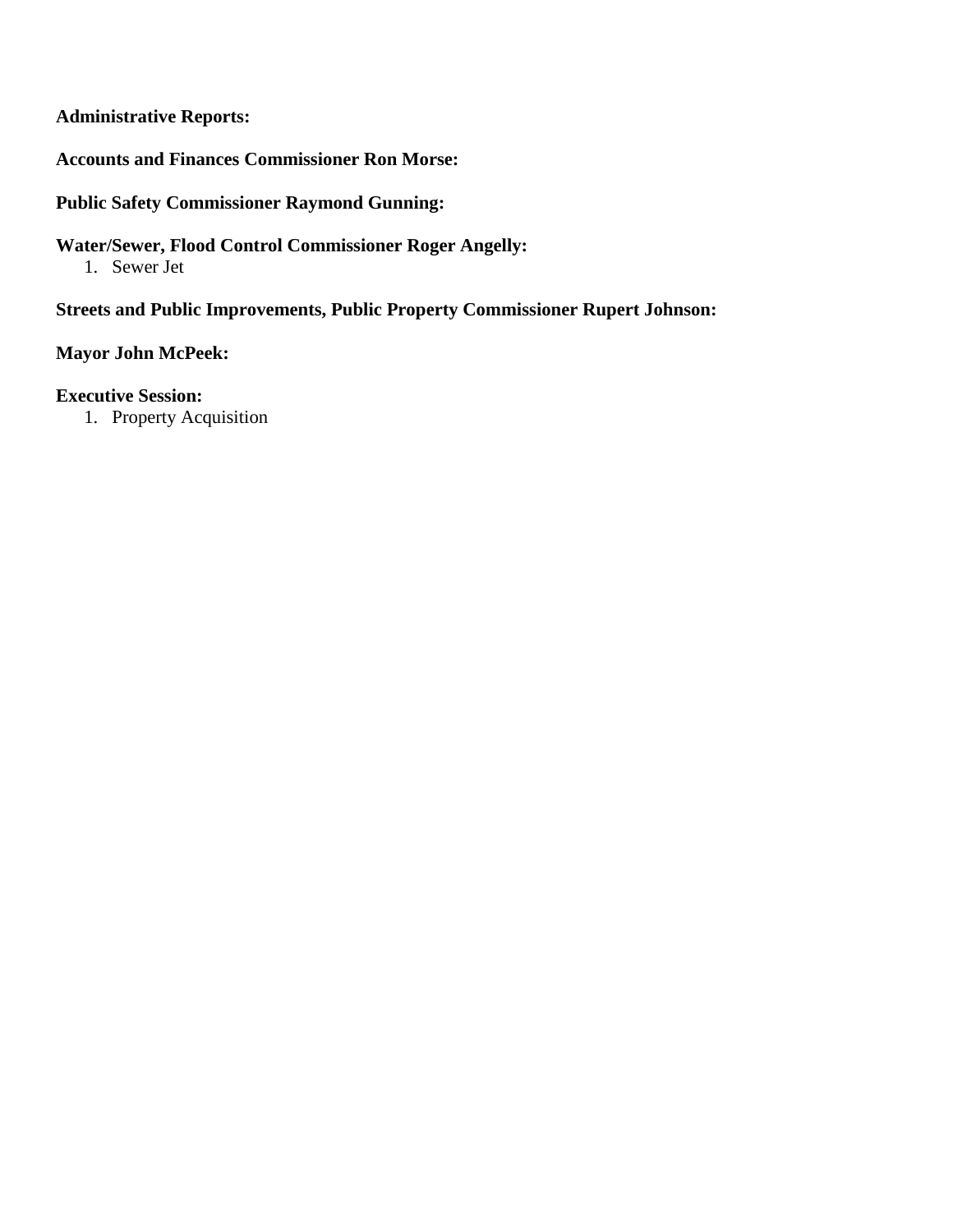**Administrative Reports:**

**Accounts and Finances Commissioner Ron Morse:**

**Public Safety Commissioner Raymond Gunning:**

**Water/Sewer, Flood Control Commissioner Roger Angelly:**

1. Sewer Jet

**Streets and Public Improvements, Public Property Commissioner Rupert Johnson:**

**Mayor John McPeek:**

**Executive Session:**

1. Property Acquisition